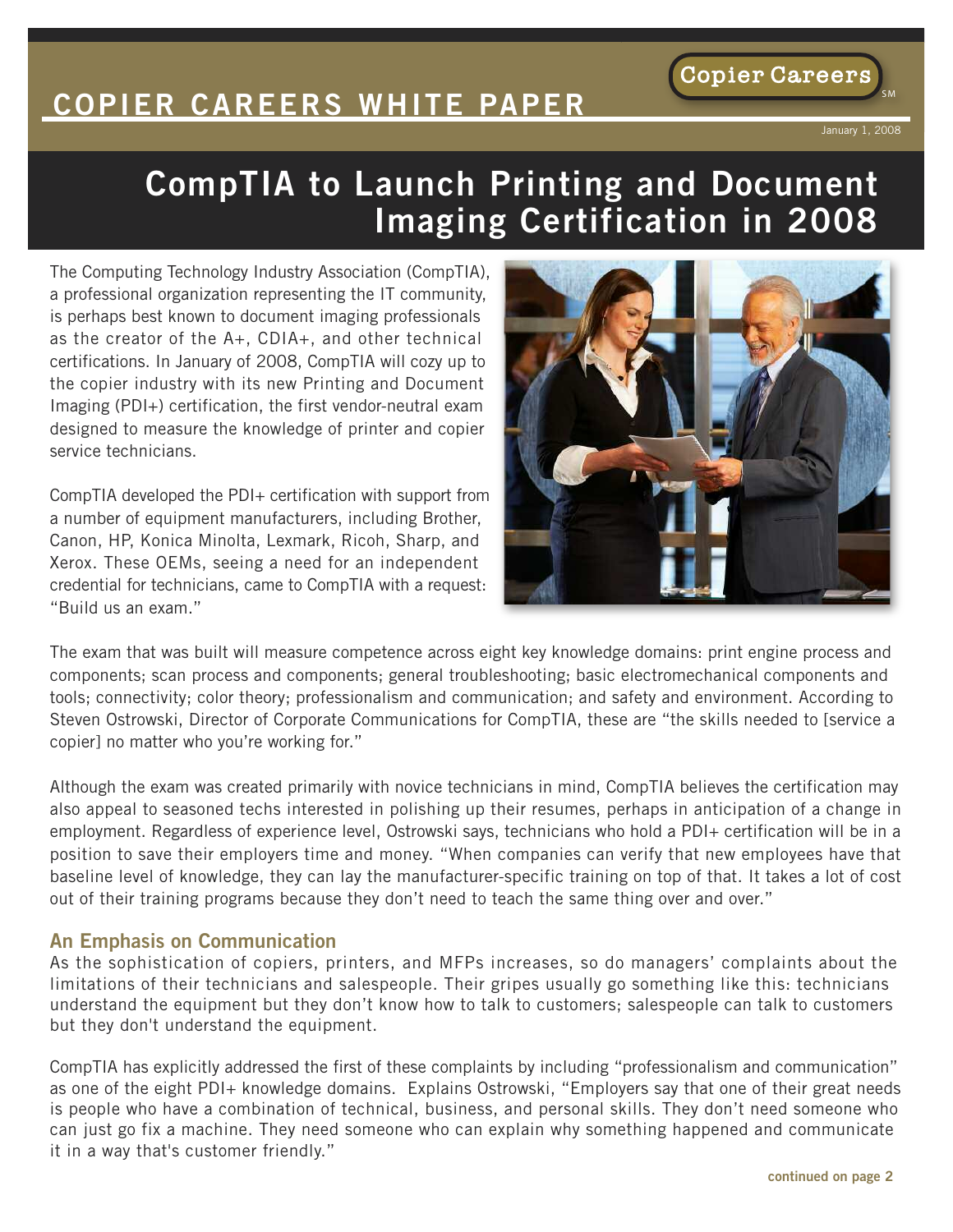# COPIER CAREERS WHITE PAPER

January 1, 2008

# CompTIA to Launch Printing and Document Imaging Certification in 2008

The Computing Technology Industry Association (CompTIA), a professional organization representing the IT community, is perhaps best known to document imaging professionals as the creator of the A+, CDIA+, and other technical certifications. In January of 2008, CompTIA will cozy up to the copier industry with its new Printing and Document Imaging (PDI+) certification, the first vendor-neutral exam designed to measure the knowledge of printer and copier service technicians.

CompTIA developed the PDI+ certification with support from a number of equipment manufacturers, including Brother, Canon, HP, Konica Minolta, Lexmark, Ricoh, Sharp, and Xerox. These OEMs, seeing a need for an independent credential for technicians, came to CompTIA with a request: "Build us an exam."

The exam that was built will measure competence across eight key knowledge domains: print engine process and components; scan process and components; general troubleshooting; basic electromechanical components and tools; connectivity; color theory; professionalism and communication; and safety and environment. According to Steven Ostrowski, Director of Corporate Communications for CompTIA, these are "the skills needed to [service a copier] no matter who you're working for."

Although the exam was created primarily with novice technicians in mind, CompTIA believes the certification may also appeal to seasoned techs interested in polishing up their resumes, perhaps in anticipation of a change in employment. Regardless of experience level, Ostrowski says, technicians who hold a PDI+ certification will be in a position to save their employers time and money. "When companies can verify that new employees have that baseline level of knowledge, they can lay the manufacturer-specific training on top of that. It takes a lot of cost out of their training programs because they don't need to teach the same thing over and over."

## An Emphasis on Communication

As the sophistication of copiers, printers, and MFPs increases, so do managers' complaints about the limitations of their technicians and salespeople. Their gripes usually go something like this: technicians understand the equipment but they don't know how to talk to customers; salespeople can talk to customers but they don't understand the equipment.

CompTIA has explicitly addressed the first of these complaints by including "professionalism and communication" as one of the eight PDI+ knowledge domains. Explains Ostrowski, "Employers say that one of their great needs is people who have a combination of technical, business, and personal skills. They don't need someone who can just go fix a machine. They need someone who can explain why something happened and communicate it in a way that's customer friendly."

continued on page 2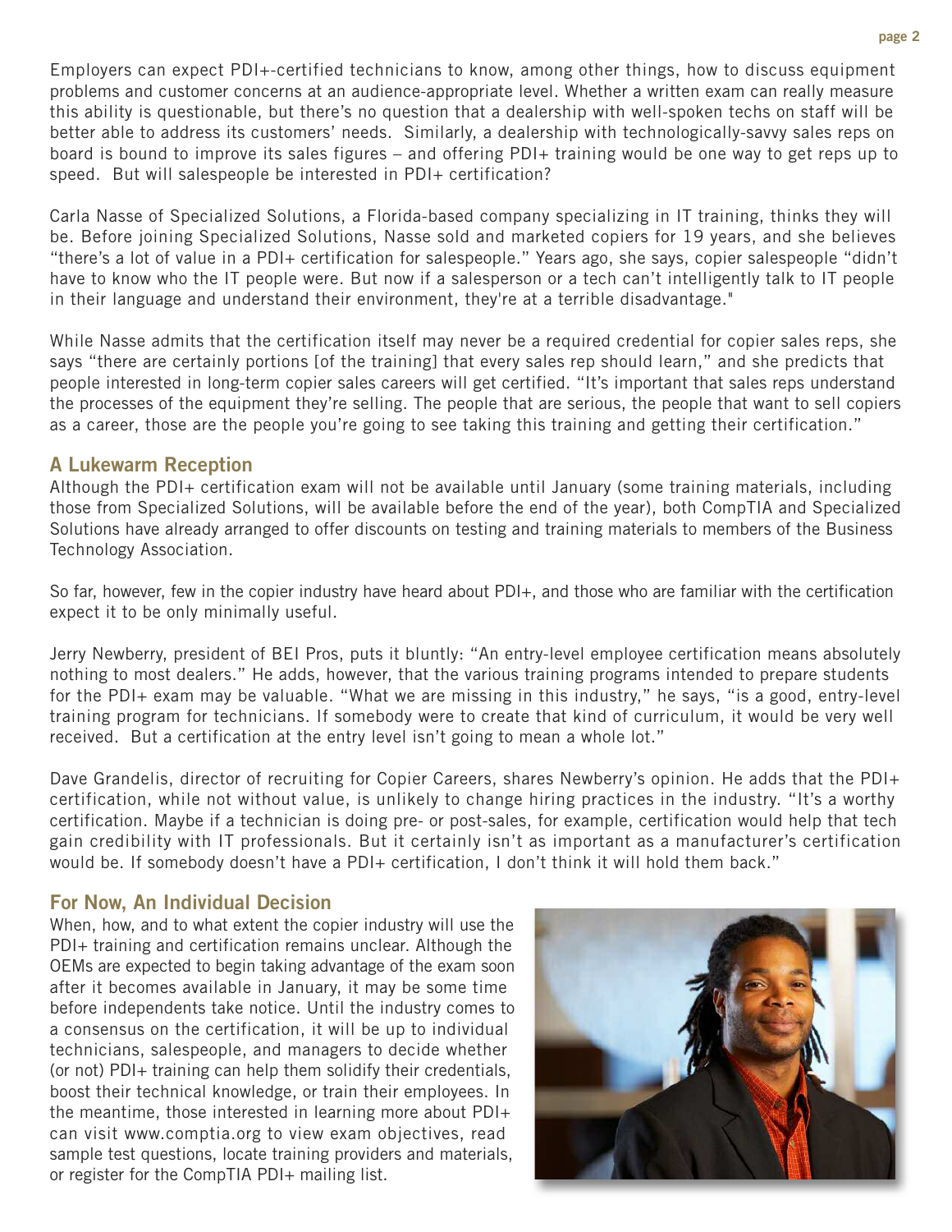Employers can expect PDI+-certified technicians to know, among other things, how to discuss equipment problems and customer concerns at an audience-appropriate level. Whether a written exam can really measure this ability is questionable, but there's no question that a dealership with well-spoken techs on staff will be better able to address its customers' needs. Similarly, a dealership with technologically-savvy sales reps on board is bound to improve its sales figures – and offering PDI+ training would be one way to get reps up to speed. But will salespeople be interested in PDI+ certification?

Carla Nasse of Specialized Solutions, a Florida-based company specializing in IT training, thinks they will be. Before joining Specialized Solutions, Nasse sold and marketed copiers for 19 years, and she believes "there's a lot of value in a PDI+ certification for salespeople." Years ago, she says, copier salespeople "didn't have to know who the IT people were. But now if a salesperson or a tech can't intelligently talk to IT people in their language and understand their environment, they're at a terrible disadvantage."

While Nasse admits that the certification itself may never be a required credential for copier sales reps, she says "there are certainly portions [of the training] that every sales rep should learn," and she predicts that people interested in long-term copier sales careers will get certified. "It's important that sales reps understand the processes of the equipment they're selling. The people that are serious, the people that want to sell copiers as a career, those are the people you're going to see taking this training and getting their certification."

## A Lukewarm Reception

Although the PDI+ certification exam will not be available until January (some training materials, including those from Specialized Solutions, will be available before the end of the year), both CompTIA and Specialized Solutions have already arranged to offer discounts on testing and training materials to members of the Business Technology Association.

So far, however, few in the copier industry have heard about PDI+, and those who are familiar with the certification expect it to be only minimally useful.

Jerry Newberry, president of BEI Pros, puts it bluntly: "An entry-level employee certification means absolutely nothing to most dealers." He adds, however, that the various training programs intended to prepare students for the PDI+ exam may be valuable. "What we are missing in this industry," he says, "is a good, entry-level training program for technicians. If somebody were to create that kind of curriculum, it would be very well received. But a certification at the entry level isn't going to mean a whole lot."

Dave Grandelis, director of recruiting for Copier Careers, shares Newberry's opinion. He adds that the PDI+ certification, while not without value, is unlikely to change hiring practices in the industry. "It's a worthy certification. Maybe if a technician is doing pre- or post-sales, for example, certification would help that tech gain credibility with IT professionals. But it certainly isn't as important as a manufacturer's certification would be. If somebody doesn't have a PDI+ certification, I don't think it will hold them back."

## For Now, An Individual Decision

When, how, and to what extent the copier industry will use the PDI+ training and certification remains unclear. Although the OEMs are expected to begin taking advantage of the exam soon after it becomes available in January, it may be some time before independents take notice. Until the industry comes to a consensus on the certification, it will be up to individual technicians, salespeople, and managers to decide whether (or not) PDI+ training can help them solidify their credentials, boost their technical knowledge, or train their employees. In the meantime, those interested in learning more about PDI+ can visit www.comptia.org to view exam objectives, read sample test questions, locate training providers and materials, or register for the CompTIA PDI+ mailing list.